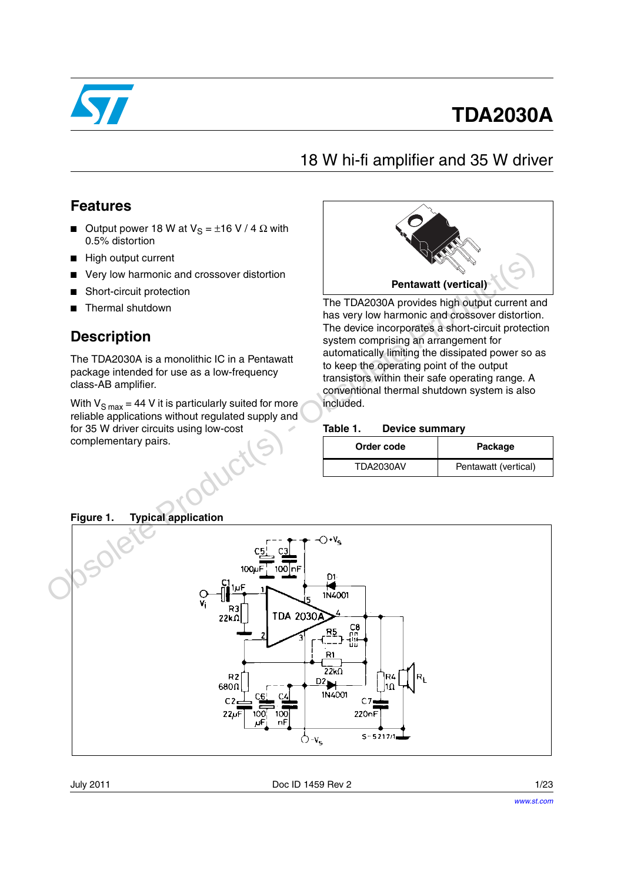# TDA2030A

## 18 W hi-fi amplifier and 35 W driver

## Features

- Output power 18 W at $V_S$ = ±16 V / 4 Ω with 0.5% distortion
- High output current
- Very low harmonic and crossover distortion
- Short-circuit protection
- Thermal shutdown

## Description

The TDA2030A is a monolithic IC in a Pentawatt package intended for use as a low-frequency class-AB amplifier.

With $V_{S\,max}$ = 44 V it is particularly suited for more reliable applications without regulated supply and for 35 W driver circuits using low-cost complementary pairs.

**Pentawatt (vertical)**

The TDA2030A provides high output current and has very low harmonic and crossover distortion. The device incorporates a short-circuit protection system comprising an arrangement for automatically limiting the dissipated power so as to keep the operating point of the output transistors within their safe operating range. A conventional thermal shutdown system is also included.

**Table 1. Device summary**

| Order code | Package |
|---|---|
| TDA2030AV | Pentawatt (vertical) |

**Figure 1. Typical application**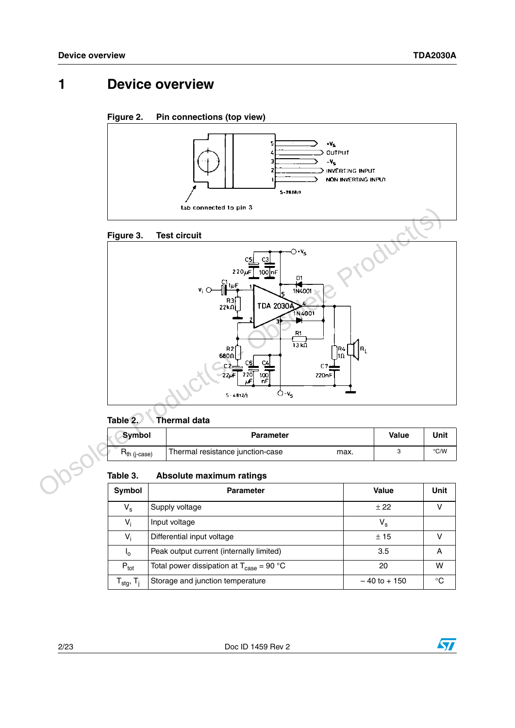# 1 Device overview

**Figure 2. Pin connections (top view)**

**Figure 3. Test circuit**

**Table 2. Thermal data**

| Symbol | Parameter | Value | Unit |
|---|---|---|---|
| $R_{th\ (j\text{-}case)}$ | Thermal resistance junction-case max. | 3 | °C/W |

**Table 3. Absolute maximum ratings**

| Symbol | Parameter | Value | Unit |
|---|---|---|---|
| $V_s$ | Supply voltage | ± 22 | V |
| $V_i$ | Input voltage | $V_s$ | |
| $V_i$ | Differential input voltage | ± 15 | V |
| $I_o$ | Peak output current (internally limited) | 3.5 | A |
| $P_{tot}$ | Total power dissipation at $T_{case}$ = 90 °C | 20 | W |
| $T_{stg}$, $T_j$ | Storage and junction temperature | – 40 to + 150 | °C |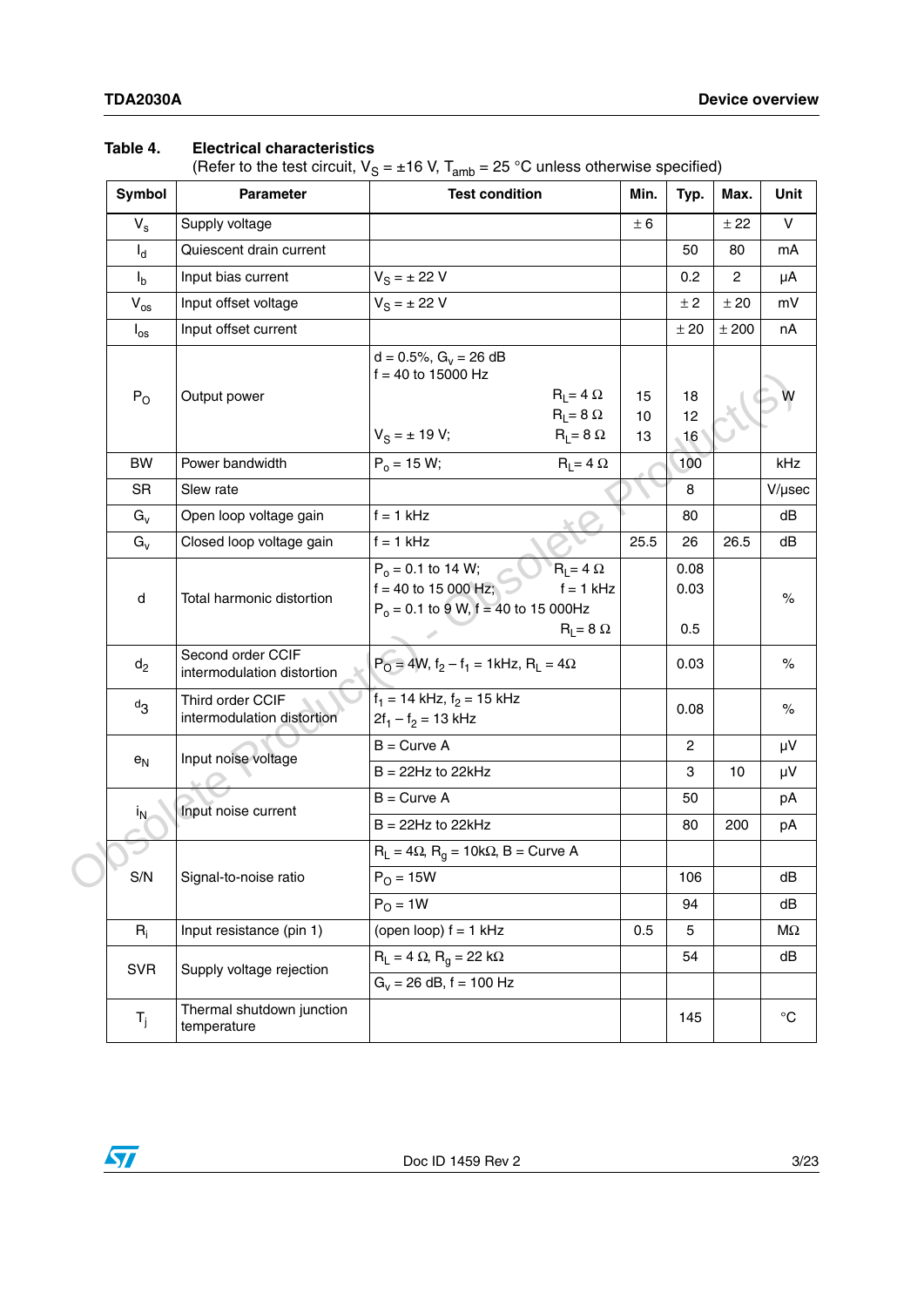**Table 4. Electrical characteristics**
(Refer to the test circuit, $V_S$ = ±16 V, $T_{amb}$ = 25 °C unless otherwise specified)

| Symbol | Parameter | Test condition | Min. | Typ. | Max. | Unit |
|---|---|---|---|---|---|---|
| $V_s$ | Supply voltage | | ± 6 | | ± 22 | V |
| $I_d$ | Quiescent drain current | | | 50 | 80 | mA |
| $I_b$ | Input bias current | $V_S$ = ± 22 V | | 0.2 | 2 | µA |
| $V_{os}$ | Input offset voltage | $V_S$ = ± 22 V | | ± 2 | ± 20 | mV |
| $I_{os}$ | Input offset current | | | ± 20 | ± 200 | nA |
| $P_O$ | Output power | d = 0.5%, $G_v$ = 26 dB<br>f = 40 to 15000 Hz<br>$R_L$= 4 Ω<br>$R_L$= 8 Ω<br>$V_S$ = ± 19 V; $R_L$= 8 Ω | <br><br>15<br>10<br>13 | <br><br>18<br>12<br>16 | | W |
| BW | Power bandwidth | $P_o$ = 15 W; $R_L$= 4 Ω | | 100 | | kHz |
| SR | Slew rate | | | 8 | | V/µsec |
| $G_v$ | Open loop voltage gain | f = 1 kHz | | 80 | | dB |
| $G_v$ | Closed loop voltage gain | f = 1 kHz | 25.5 | 26 | 26.5 | dB |
| d | Total harmonic distortion | $P_o$ = 0.1 to 14 W; $R_L$= 4 Ω<br>f = 40 to 15 000 Hz; f = 1 kHz<br>$P_o$ = 0.1 to 9 W, f = 40 to 15 000Hz<br>$R_L$= 8 Ω | | 0.08<br>0.03<br><br>0.5 | | % |
| $d_2$ | Second order CCIF intermodulation distortion | $P_O$ = 4W, $f_2 - f_1$ = 1kHz, $R_L$ = 4Ω | | 0.03 | | % |
| $d_3$ | Third order CCIF intermodulation distortion | $f_1$ = 14 kHz, $f_2$ = 15 kHz<br>$2f_1 - f_2$ = 13 kHz | | 0.08 | | % |
| $e_N$ | Input noise voltage | B = Curve A | | 2 | | µV |
| | | B = 22Hz to 22kHz | | 3 | 10 | µV |
| $i_N$ | Input noise current | B = Curve A | | 50 | | pA |
| | | B = 22Hz to 22kHz | | 80 | 200 | pA |
| S/N | Signal-to-noise ratio | $R_L$ = 4Ω, $R_g$ = 10kΩ, B = Curve A | | | | |
| | | $P_O$ = 15W | | 106 | | dB |
| | | $P_O$ = 1W | | 94 | | dB |
| $R_i$ | Input resistance (pin 1) | (open loop) f = 1 kHz | 0.5 | 5 | | MΩ |
| SVR | Supply voltage rejection | $R_L$ = 4 Ω, $R_g$ = 22 kΩ | | 54 | | dB |
| | | $G_v$ = 26 dB, f = 100 Hz | | | | |
| $T_j$ | Thermal shutdown junction temperature | | | 145 | | °C |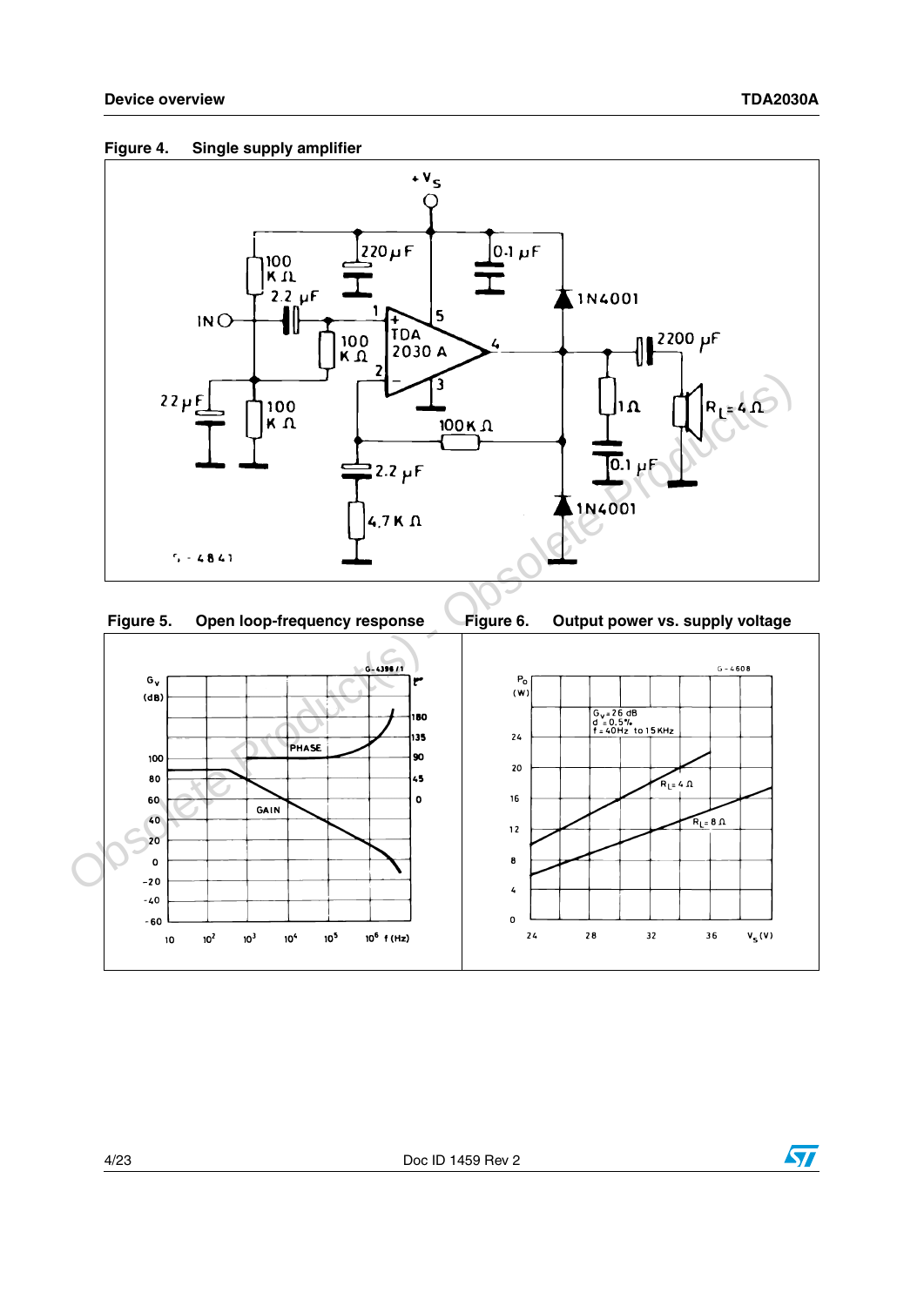Figure 4. Single supply amplifier

Figure 5. Open loop-frequency response

Figure 6. Output power vs. supply voltage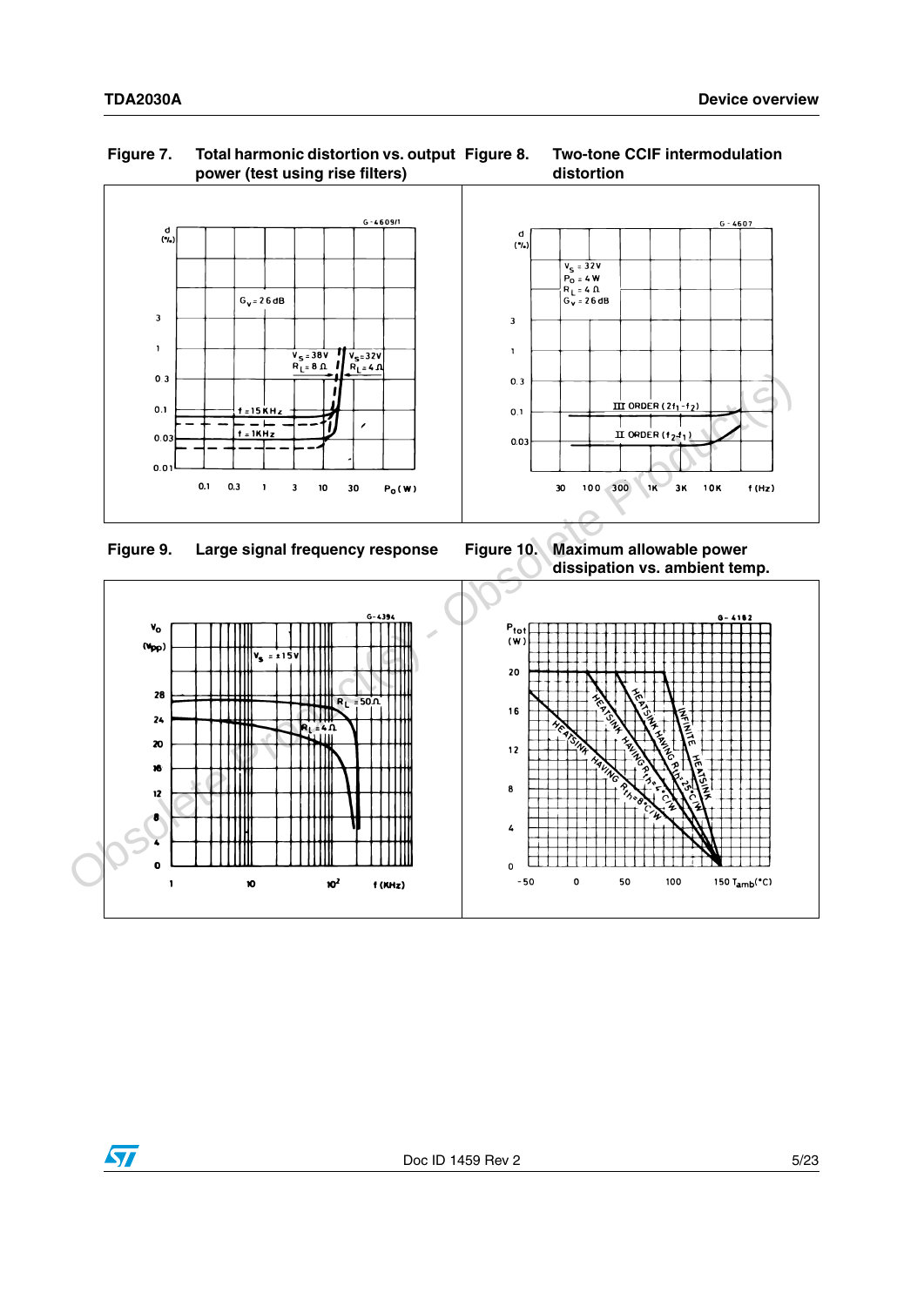**Figure 7. Total harmonic distortion vs. output power (test using rise filters)**

**Figure 8. Two-tone CCIF intermodulation distortion**

**Figure 9. Large signal frequency response**

**Figure 10. Maximum allowable power dissipation vs. ambient temp.**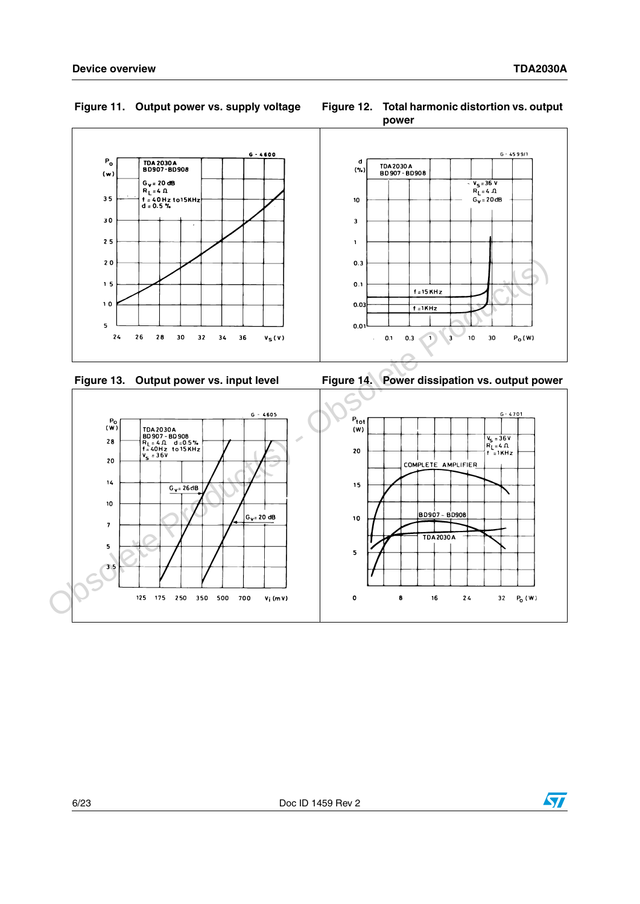Figure 11. Output power vs. supply voltage

Figure 12. Total harmonic distortion vs. output power

Figure 13. Output power vs. input level

Figure 14. Power dissipation vs. output power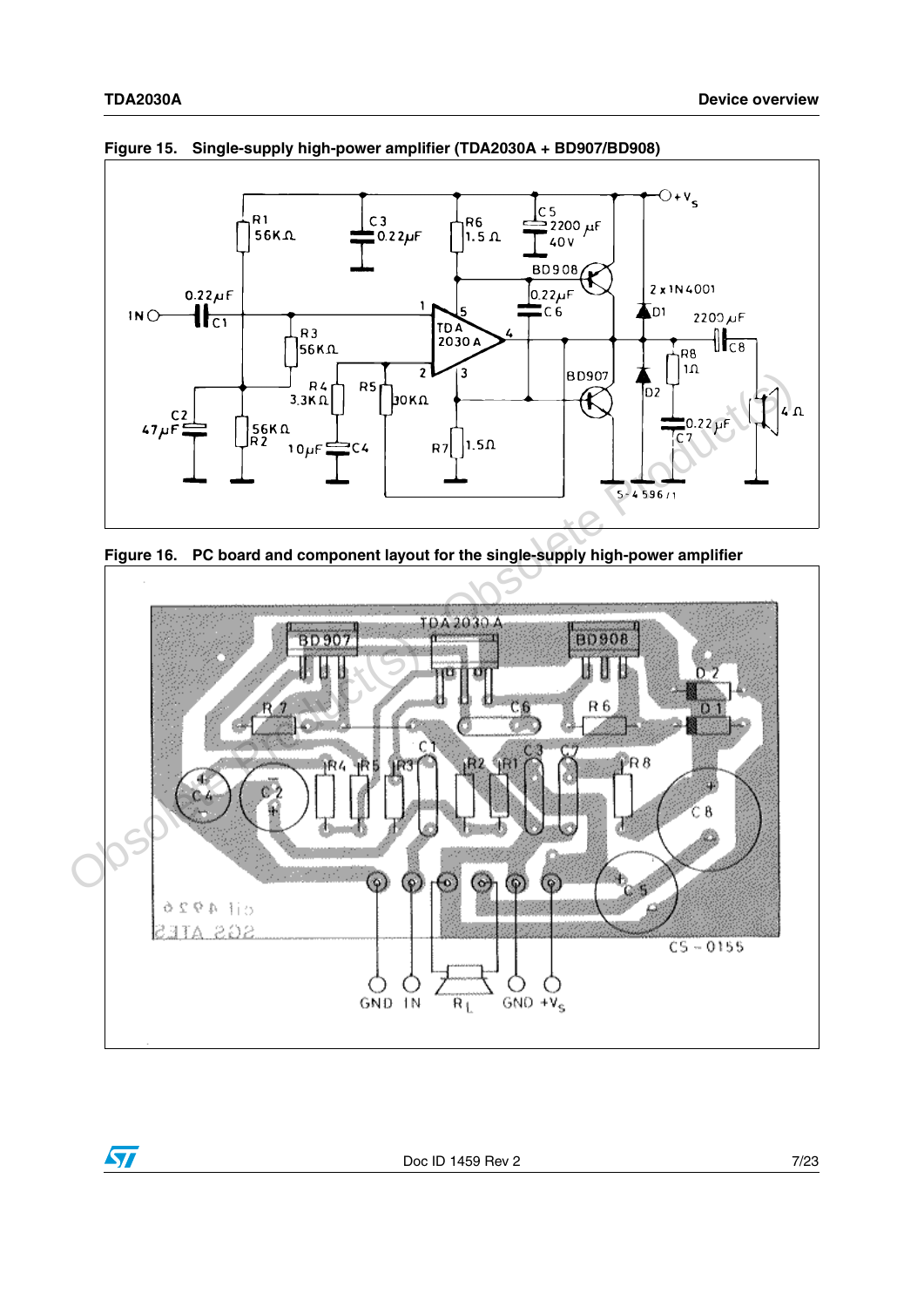Figure 15. Single-supply high-power amplifier (TDA2030A + BD907/BD908)

Figure 16. PC board and component layout for the single-supply high-power amplifier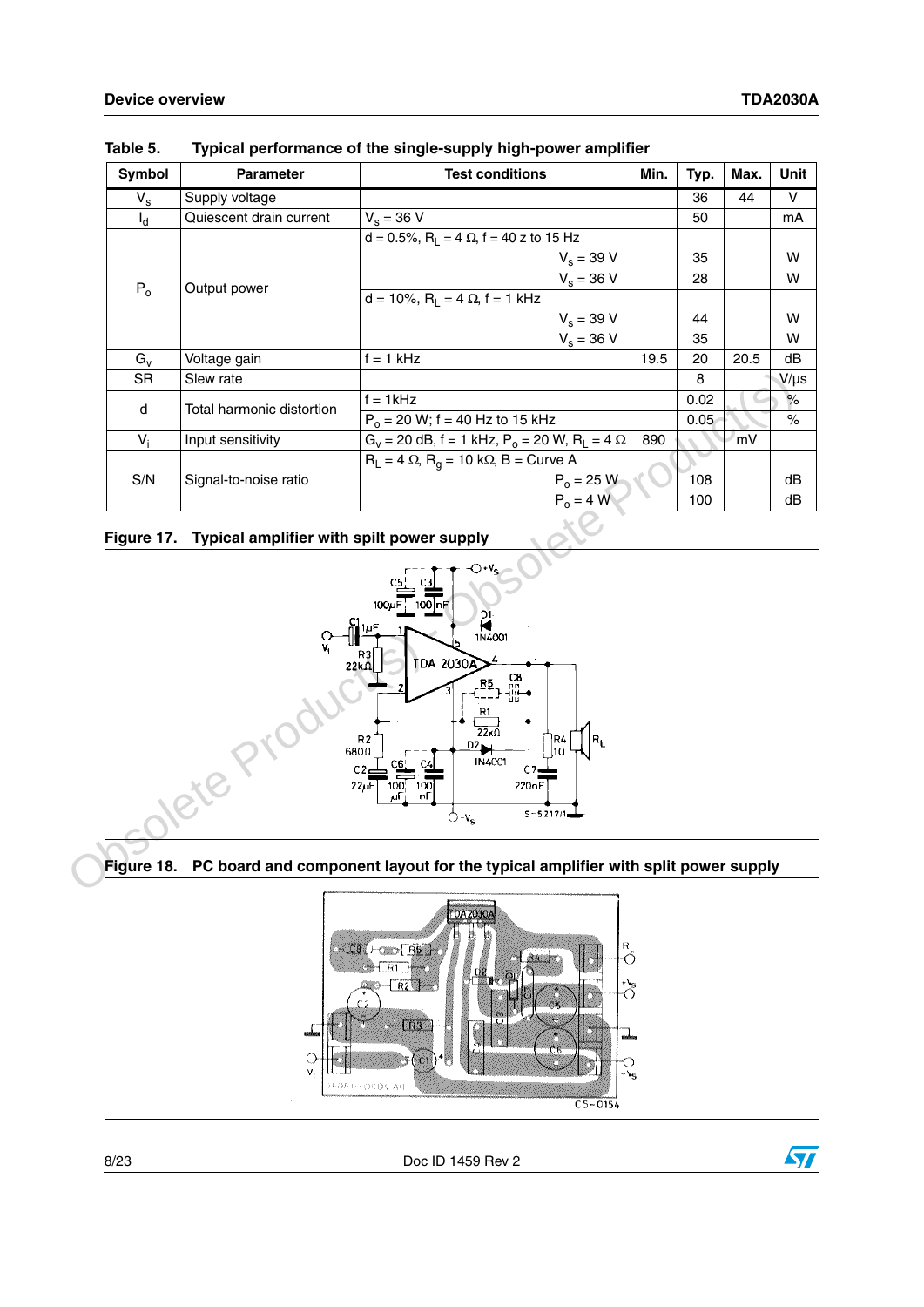Table 5. Typical performance of the single-supply high-power amplifier

| Symbol | Parameter | Test conditions | Min. | Typ. | Max. | Unit |
|---|---|---|---|---|---|---|
| $V_s$ | Supply voltage | | | 36 | 44 | V |
| $I_d$ | Quiescent drain current | $V_s$ = 36 V | | 50 | | mA |
| $P_o$ | Output power | d = 0.5%, $R_L$ = 4 Ω, f = 40 z to 15 Hz | | | | |
| | | $V_s$ = 39 V | | 35 | | W |
| | | $V_s$ = 36 V | | 28 | | W |
| | | d = 10%, $R_L$ = 4 Ω, f = 1 kHz | | | | |
| | | $V_s$ = 39 V | | 44 | | W |
| | | $V_s$ = 36 V | | 35 | | W |
| $G_v$ | Voltage gain | f = 1 kHz | 19.5 | 20 | 20.5 | dB |
| SR | Slew rate | | | 8 | | V/µs |
| d | Total harmonic distortion | f = 1kHz | | 0.02 | | % |
| | | $P_o$ = 20 W; f = 40 Hz to 15 kHz | | 0.05 | | % |
| $V_i$ | Input sensitivity | $G_V$ = 20 dB, f = 1 kHz, $P_o$ = 20 W, $R_L$ = 4 Ω | 890 | | mV | |
| S/N | Signal-to-noise ratio | $R_L$ = 4 Ω, $R_g$ = 10 kΩ, B = Curve A | | | | |
| | | $P_o$ = 25 W | | 108 | | dB |
| | | $P_o$ = 4 W | | 100 | | dB |

Figure 17. Typical amplifier with spilt power supply

Figure 18. PC board and component layout for the typical amplifier with split power supply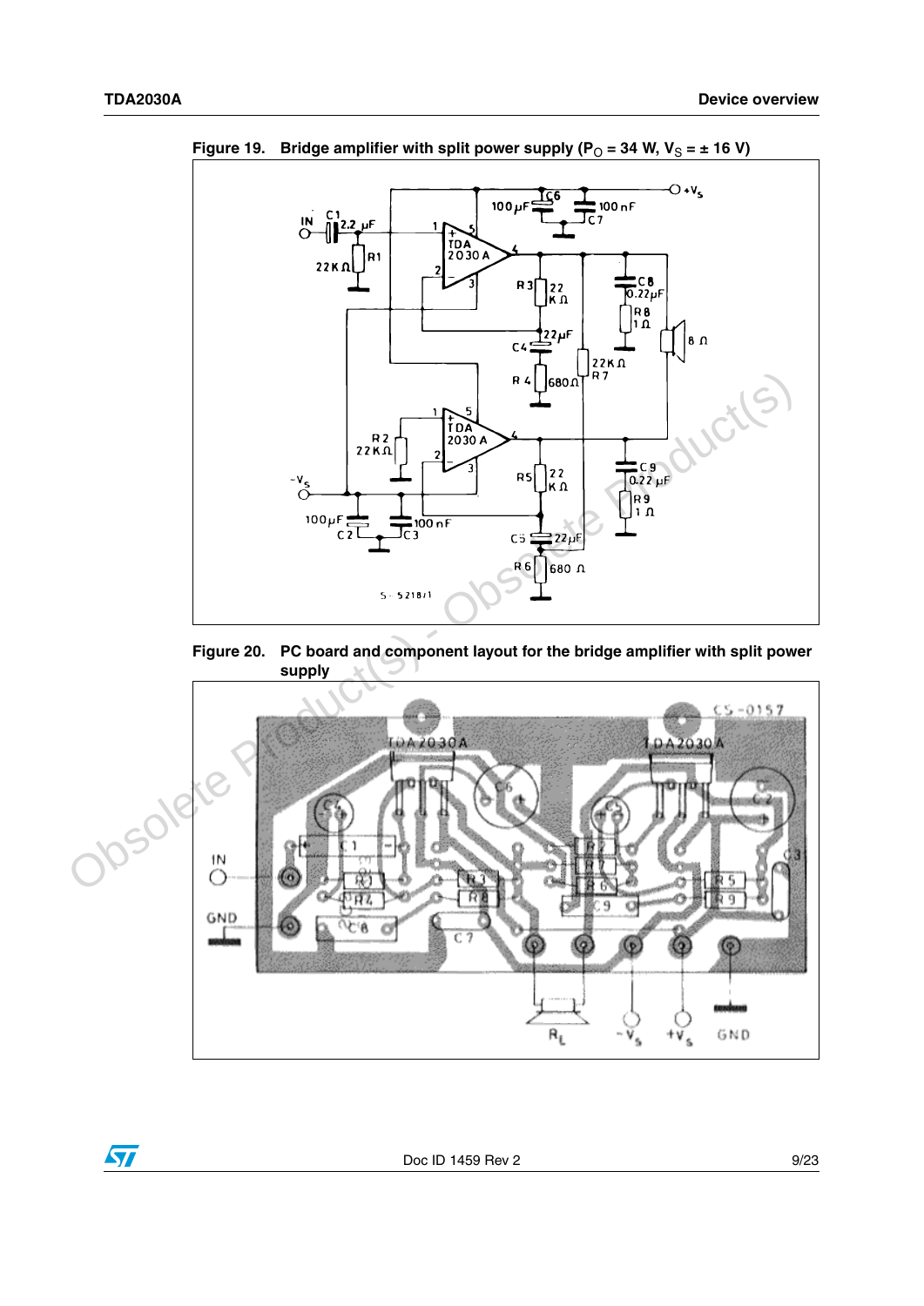**Figure 19. Bridge amplifier with split power supply ($P_O$ = 34 W, $V_S$ = ± 16 V)**

**Figure 20. PC board and component layout for the bridge amplifier with split power supply**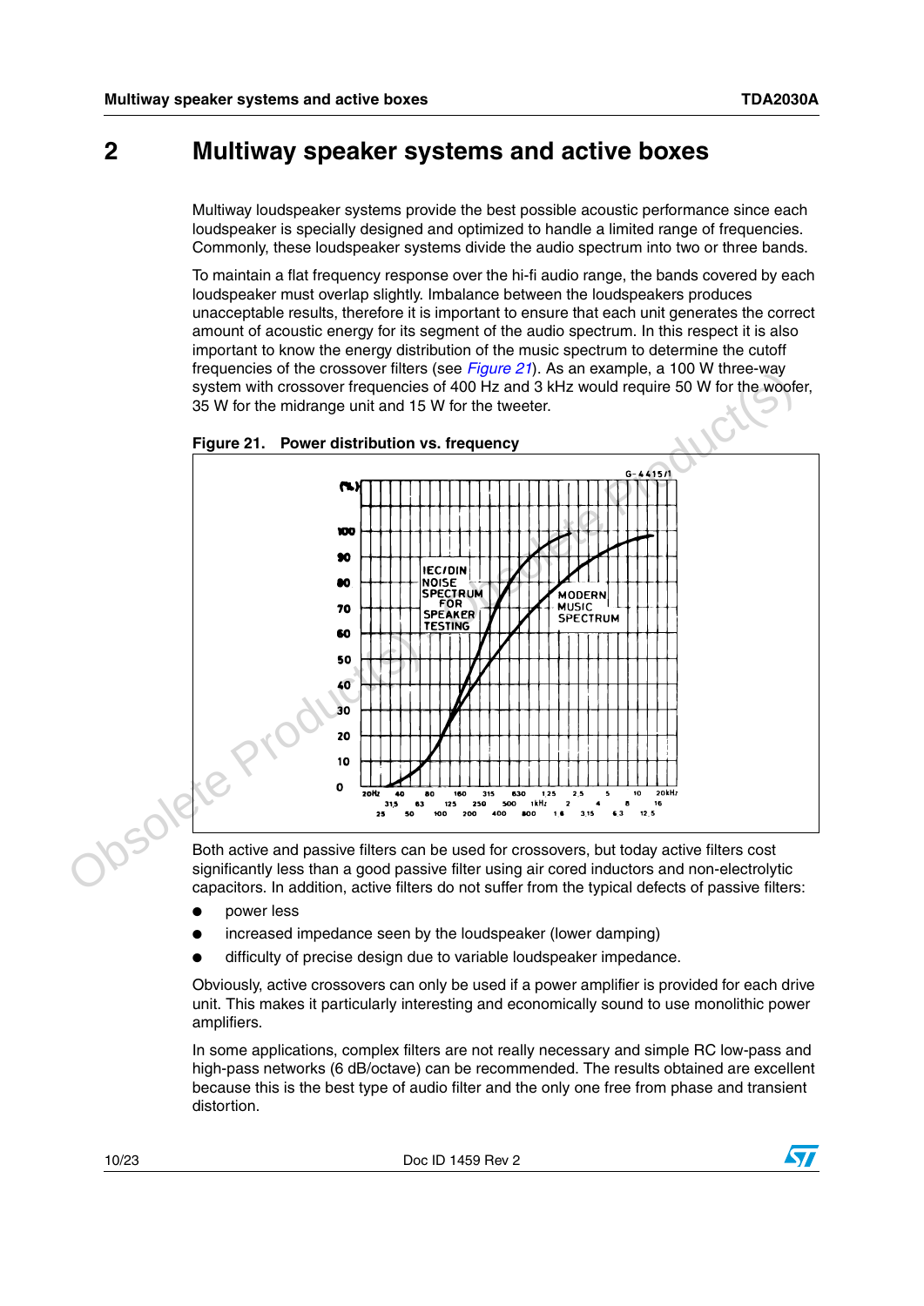# 2 Multiway speaker systems and active boxes

Multiway loudspeaker systems provide the best possible acoustic performance since each loudspeaker is specially designed and optimized to handle a limited range of frequencies. Commonly, these loudspeaker systems divide the audio spectrum into two or three bands.

To maintain a flat frequency response over the hi-fi audio range, the bands covered by each loudspeaker must overlap slightly. Imbalance between the loudspeakers produces unacceptable results, therefore it is important to ensure that each unit generates the correct amount of acoustic energy for its segment of the audio spectrum. In this respect it is also important to know the energy distribution of the music spectrum to determine the cutoff frequencies of the crossover filters (see *Figure 21*). As an example, a 100 W three-way system with crossover frequencies of 400 Hz and 3 kHz would require 50 W for the woofer, 35 W for the midrange unit and 15 W for the tweeter.

**Figure 21. Power distribution vs. frequency**

Both active and passive filters can be used for crossovers, but today active filters cost significantly less than a good passive filter using air cored inductors and non-electrolytic capacitors. In addition, active filters do not suffer from the typical defects of passive filters:

- power less
- increased impedance seen by the loudspeaker (lower damping)
- difficulty of precise design due to variable loudspeaker impedance.

Obviously, active crossovers can only be used if a power amplifier is provided for each drive unit. This makes it particularly interesting and economically sound to use monolithic power amplifiers.

In some applications, complex filters are not really necessary and simple RC low-pass and high-pass networks (6 dB/octave) can be recommended. The results obtained are excellent because this is the best type of audio filter and the only one free from phase and transient distortion.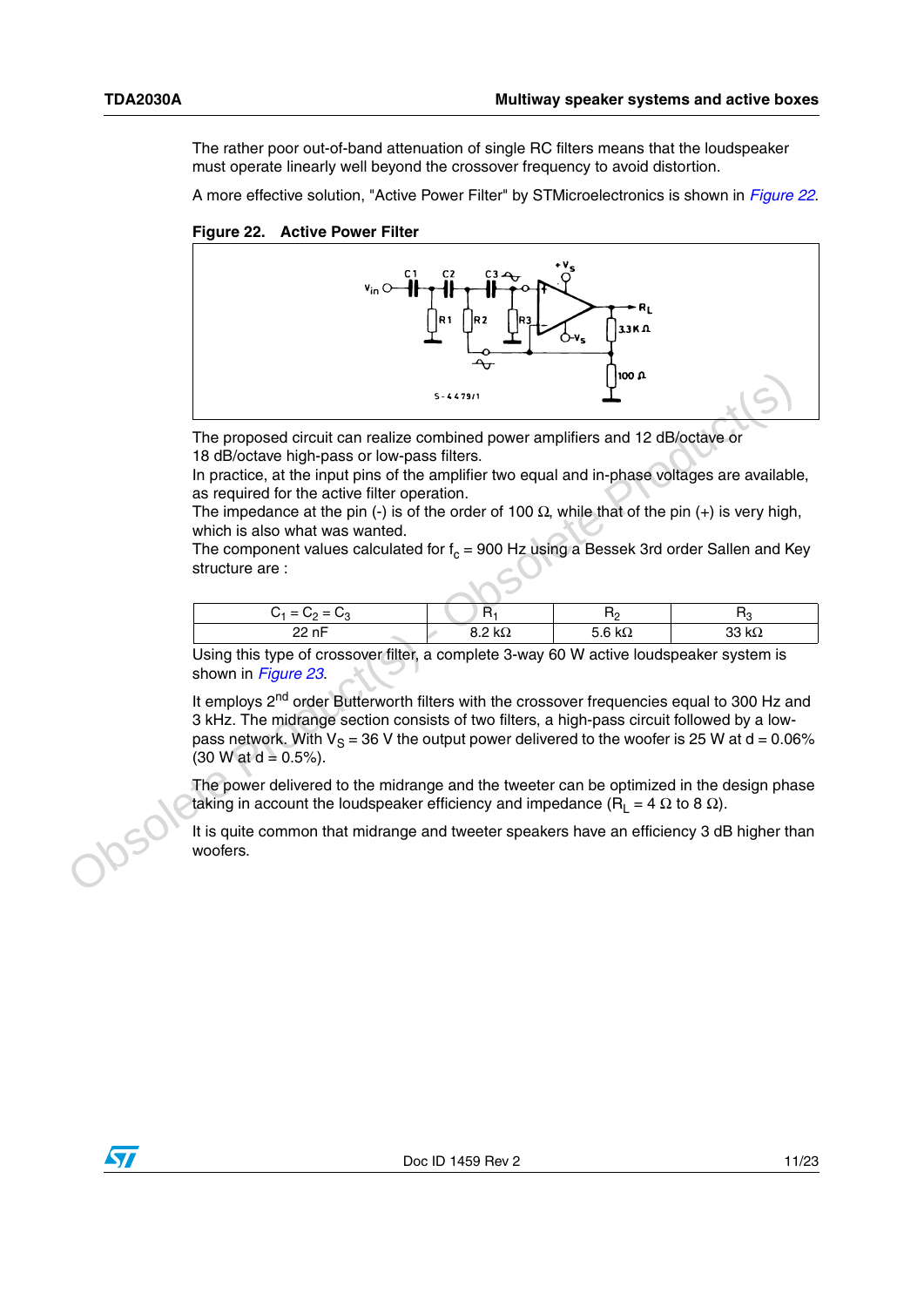The rather poor out-of-band attenuation of single RC filters means that the loudspeaker must operate linearly well beyond the crossover frequency to avoid distortion.

A more effective solution, "Active Power Filter" by STMicroelectronics is shown in *Figure 22*.

**Figure 22. Active Power Filter**

The proposed circuit can realize combined power amplifiers and 12 dB/octave or 18 dB/octave high-pass or low-pass filters.
In practice, at the input pins of the amplifier two equal and in-phase voltages are available, as required for the active filter operation.
The impedance at the pin (-) is of the order of 100 Ω, while that of the pin (+) is very high, which is also what was wanted.
The component values calculated for $f_c$ = 900 Hz using a Bessek 3rd order Sallen and Key structure are :

| $C_1 = C_2 = C_3$ | $R_1$ | $R_2$ | $R_3$ |
|---|---|---|---|
| 22 nF | 8.2 kΩ | 5.6 kΩ | 33 kΩ |

Using this type of crossover filter, a complete 3-way 60 W active loudspeaker system is shown in *Figure 23*.

It employs 2nd order Butterworth filters with the crossover frequencies equal to 300 Hz and 3 kHz. The midrange section consists of two filters, a high-pass circuit followed by a low-pass network. With $V_S$ = 36 V the output power delivered to the woofer is 25 W at d = 0.06% (30 W at d = 0.5%).

The power delivered to the midrange and the tweeter can be optimized in the design phase taking in account the loudspeaker efficiency and impedance ($R_L$ = 4 Ω to 8 Ω).

It is quite common that midrange and tweeter speakers have an efficiency 3 dB higher than woofers.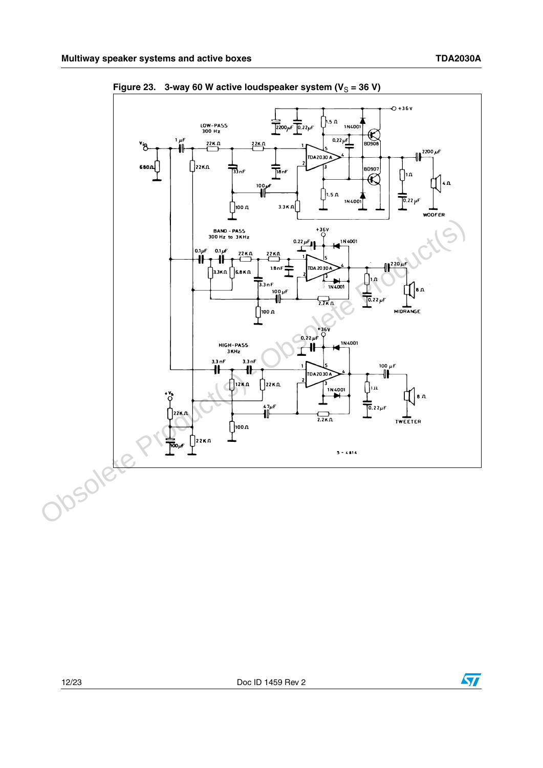**Figure 23. 3-way 60 W active loudspeaker system ($V_S$ = 36 V)**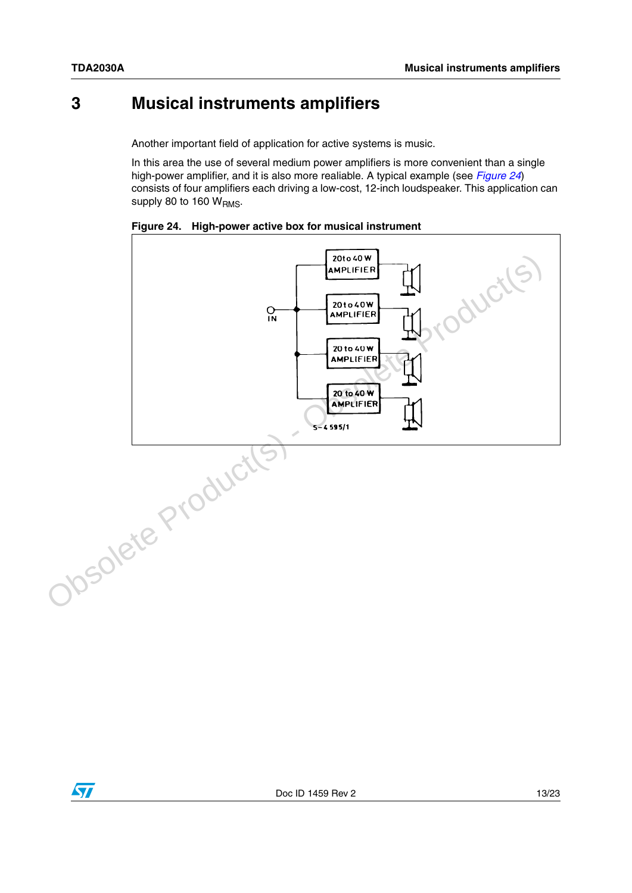# 3 Musical instruments amplifiers

Another important field of application for active systems is music.

In this area the use of several medium power amplifiers is more convenient than a single high-power amplifier, and it is also more realiable. A typical example (see *Figure 24*) consists of four amplifiers each driving a low-cost, 12-inch loudspeaker. This application can supply 80 to 160 $W_{RMS}$.

**Figure 24. High-power active box for musical instrument**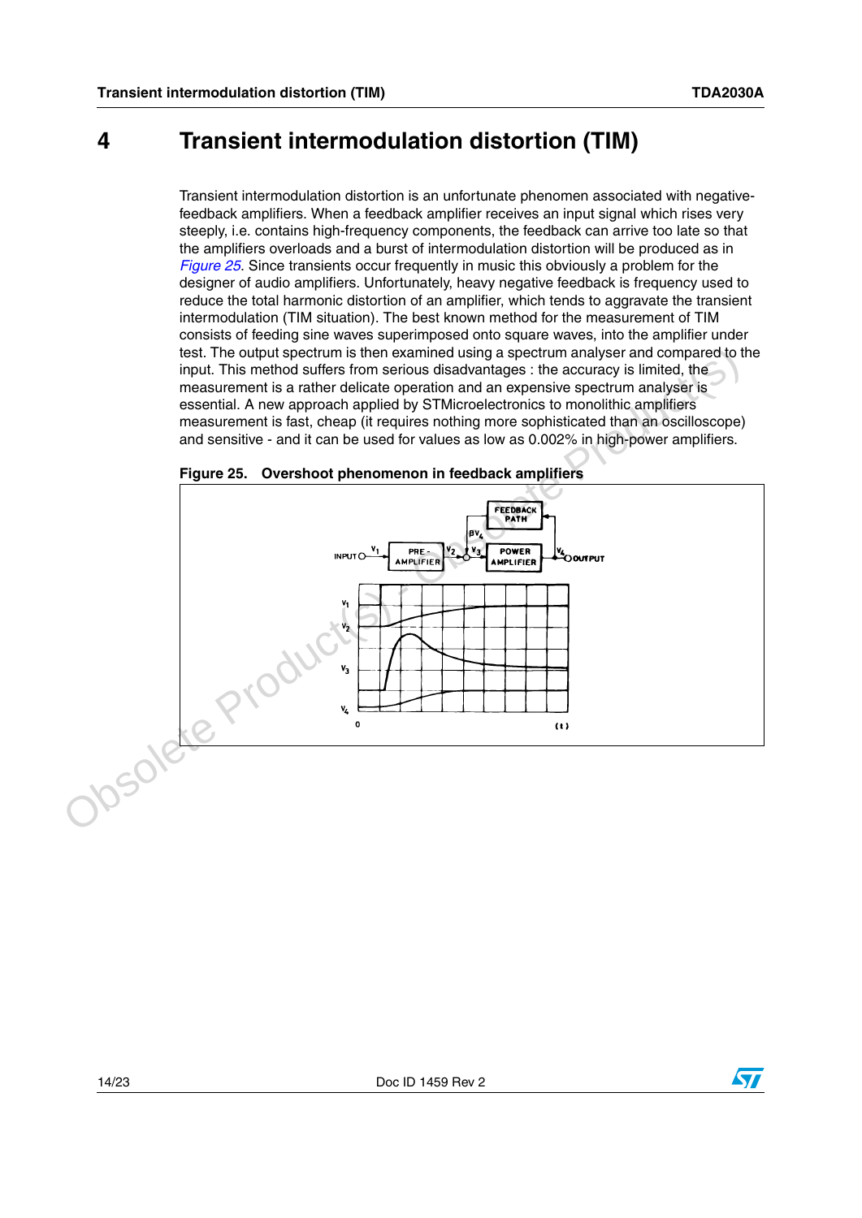# 4 Transient intermodulation distortion (TIM)

Transient intermodulation distortion is an unfortunate phenomen associated with negative-feedback amplifiers. When a feedback amplifier receives an input signal which rises very steeply, i.e. contains high-frequency components, the feedback can arrive too late so that the amplifiers overloads and a burst of intermodulation distortion will be produced as in *Figure 25*. Since transients occur frequently in music this obviously a problem for the designer of audio amplifiers. Unfortunately, heavy negative feedback is frequency used to reduce the total harmonic distortion of an amplifier, which tends to aggravate the transient intermodulation (TIM situation). The best known method for the measurement of TIM consists of feeding sine waves superimposed onto square waves, into the amplifier under test. The output spectrum is then examined using a spectrum analyser and compared to the input. This method suffers from serious disadvantages : the accuracy is limited, the measurement is a rather delicate operation and an expensive spectrum analyser is essential. A new approach applied by STMicroelectronics to monolithic amplifiers measurement is fast, cheap (it requires nothing more sophisticated than an oscilloscope) and sensitive - and it can be used for values as low as 0.002% in high-power amplifiers.

**Figure 25. Overshoot phenomenon in feedback amplifiers**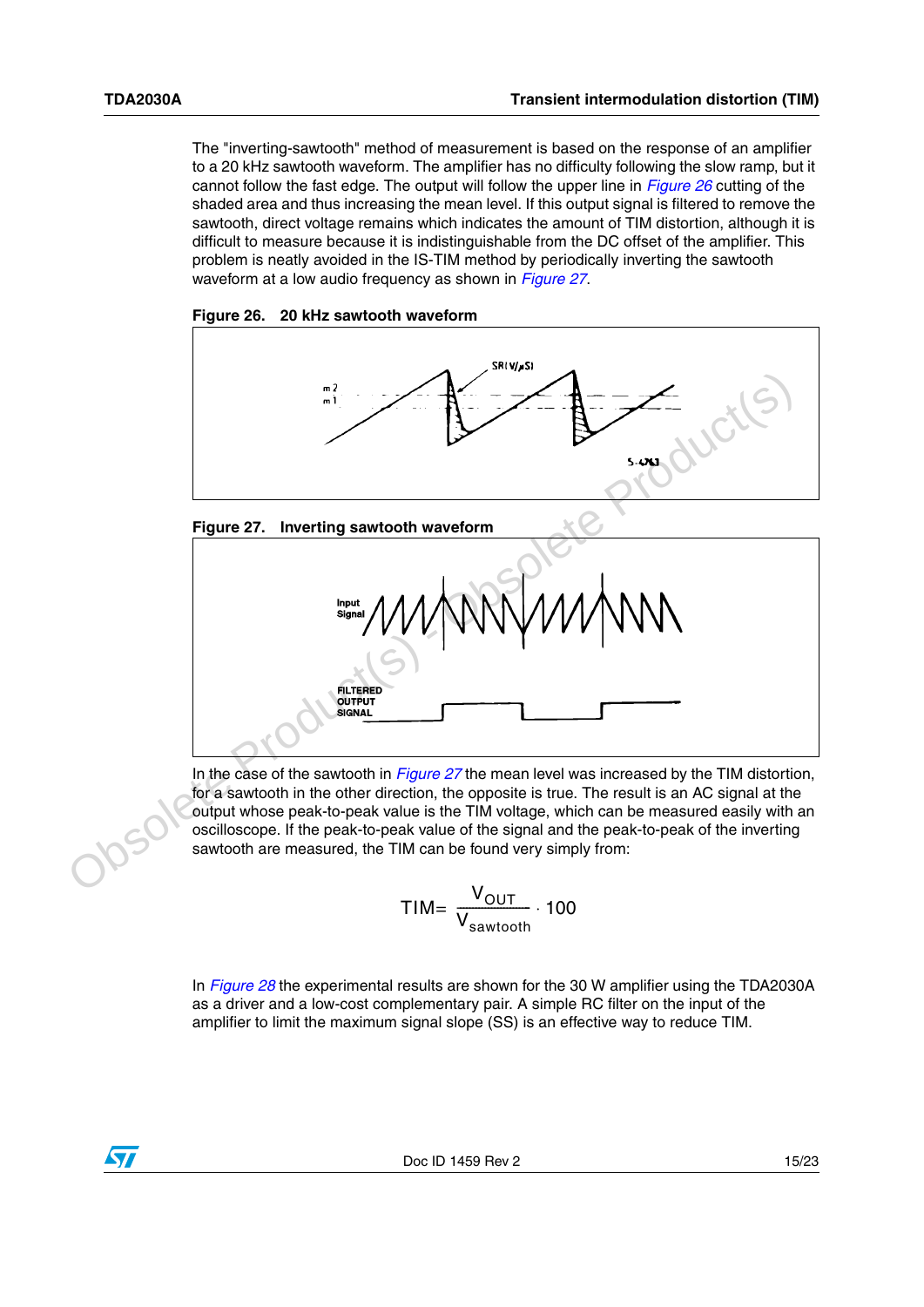The "inverting-sawtooth" method of measurement is based on the response of an amplifier to a 20 kHz sawtooth waveform. The amplifier has no difficulty following the slow ramp, but it cannot follow the fast edge. The output will follow the upper line in *Figure 26* cutting of the shaded area and thus increasing the mean level. If this output signal is filtered to remove the sawtooth, direct voltage remains which indicates the amount of TIM distortion, although it is difficult to measure because it is indistinguishable from the DC offset of the amplifier. This problem is neatly avoided in the IS-TIM method by periodically inverting the sawtooth waveform at a low audio frequency as shown in *Figure 27*.

**Figure 26. 20 kHz sawtooth waveform**

**Figure 27. Inverting sawtooth waveform**

In the case of the sawtooth in *Figure 27* the mean level was increased by the TIM distortion, for a sawtooth in the other direction, the opposite is true. The result is an AC signal at the output whose peak-to-peak value is the TIM voltage, which can be measured easily with an oscilloscope. If the peak-to-peak value of the signal and the peak-to-peak of the inverting sawtooth are measured, the TIM can be found very simply from:

$$TIM = \frac{V_{OUT}}{V_{sawtooth}} \cdot 100$$

In *Figure 28* the experimental results are shown for the 30 W amplifier using the TDA2030A as a driver and a low-cost complementary pair. A simple RC filter on the input of the amplifier to limit the maximum signal slope (SS) is an effective way to reduce TIM.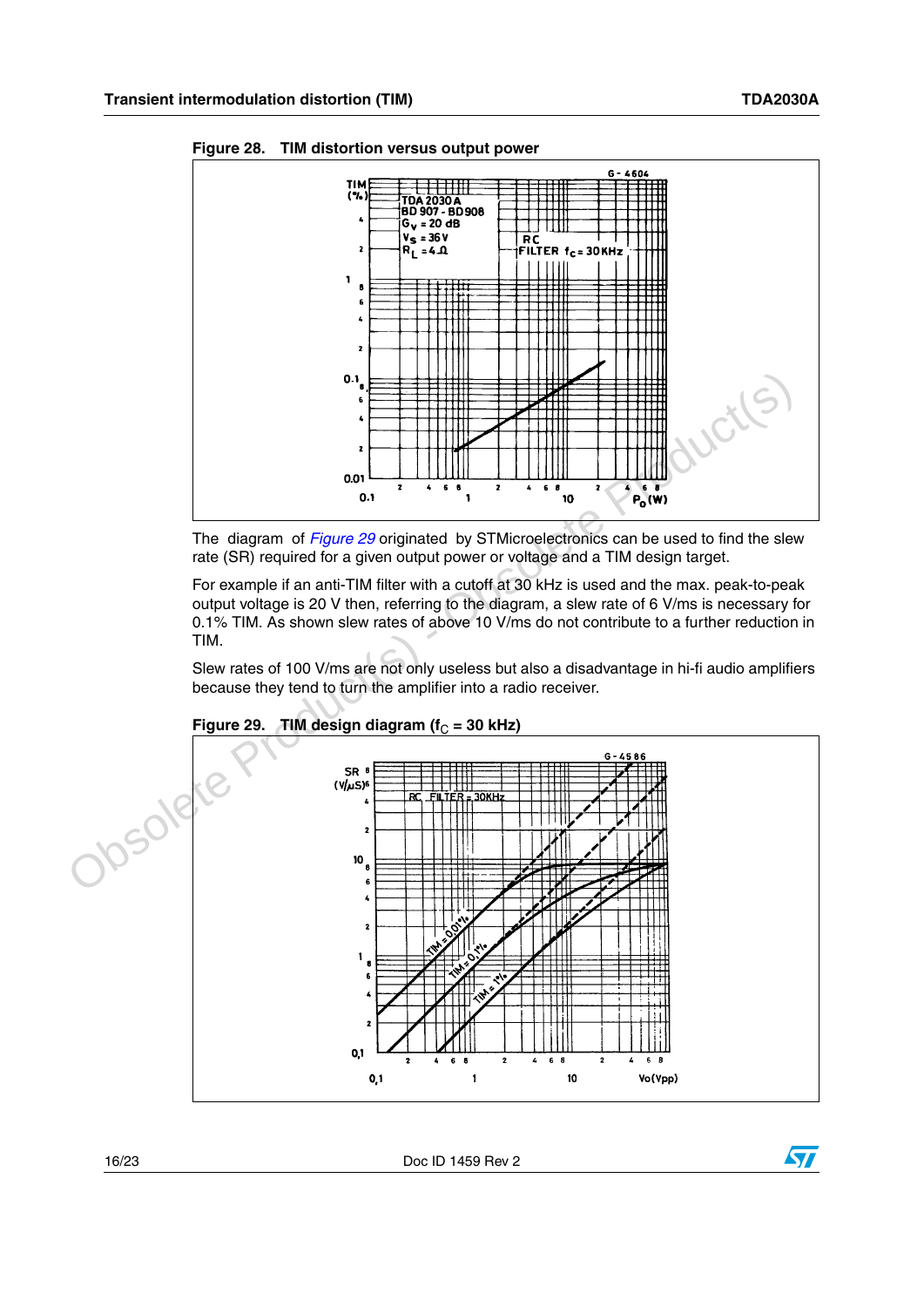**Figure 28. TIM distortion versus output power**

The diagram of *Figure 29* originated by STMicroelectronics can be used to find the slew rate (SR) required for a given output power or voltage and a TIM design target.

For example if an anti-TIM filter with a cutoff at 30 kHz is used and the max. peak-to-peak output voltage is 20 V then, referring to the diagram, a slew rate of 6 V/ms is necessary for 0.1% TIM. As shown slew rates of above 10 V/ms do not contribute to a further reduction in TIM.

Slew rates of 100 V/ms are not only useless but also a disadvantage in hi-fi audio amplifiers because they tend to turn the amplifier into a radio receiver.

**Figure 29. TIM design diagram ($f_C$ = 30 kHz)**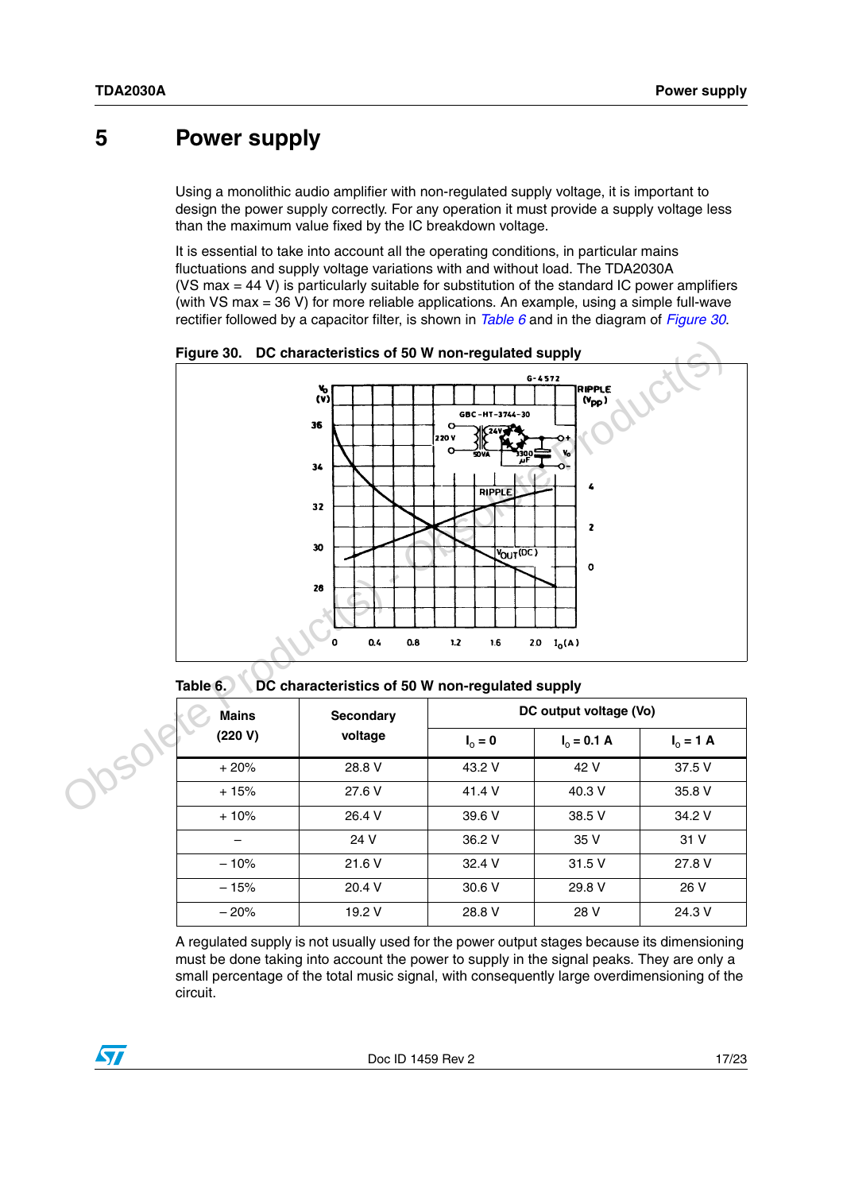# 5 Power supply

Using a monolithic audio amplifier with non-regulated supply voltage, it is important to design the power supply correctly. For any operation it must provide a supply voltage less than the maximum value fixed by the IC breakdown voltage.

It is essential to take into account all the operating conditions, in particular mains fluctuations and supply voltage variations with and without load. The TDA2030A ($V_S$ max = 44 V) is particularly suitable for substitution of the standard IC power amplifiers (with $V_S$ max = 36 V) for more reliable applications. An example, using a simple full-wave rectifier followed by a capacitor filter, is shown in *Table 6* and in the diagram of *Figure 30*.

**Figure 30. DC characteristics of 50 W non-regulated supply**

**Table 6. DC characteristics of 50 W non-regulated supply**

| Mains (220 V) | Secondary voltage | DC output voltage (Vo) | | |
|---|---|---|---|---|
| | | $I_o$ = 0 | $I_o$ = 0.1 A | $I_o$ = 1 A |
| + 20% | 28.8 V | 43.2 V | 42 V | 37.5 V |
| + 15% | 27.6 V | 41.4 V | 40.3 V | 35.8 V |
| + 10% | 26.4 V | 39.6 V | 38.5 V | 34.2 V |
| – | 24 V | 36.2 V | 35 V | 31 V |
| – 10% | 21.6 V | 32.4 V | 31.5 V | 27.8 V |
| – 15% | 20.4 V | 30.6 V | 29.8 V | 26 V |
| – 20% | 19.2 V | 28.8 V | 28 V | 24.3 V |

A regulated supply is not usually used for the power output stages because its dimensioning must be done taking into account the power to supply in the signal peaks. They are only a small percentage of the total music signal, with consequently large overdimensioning of the circuit.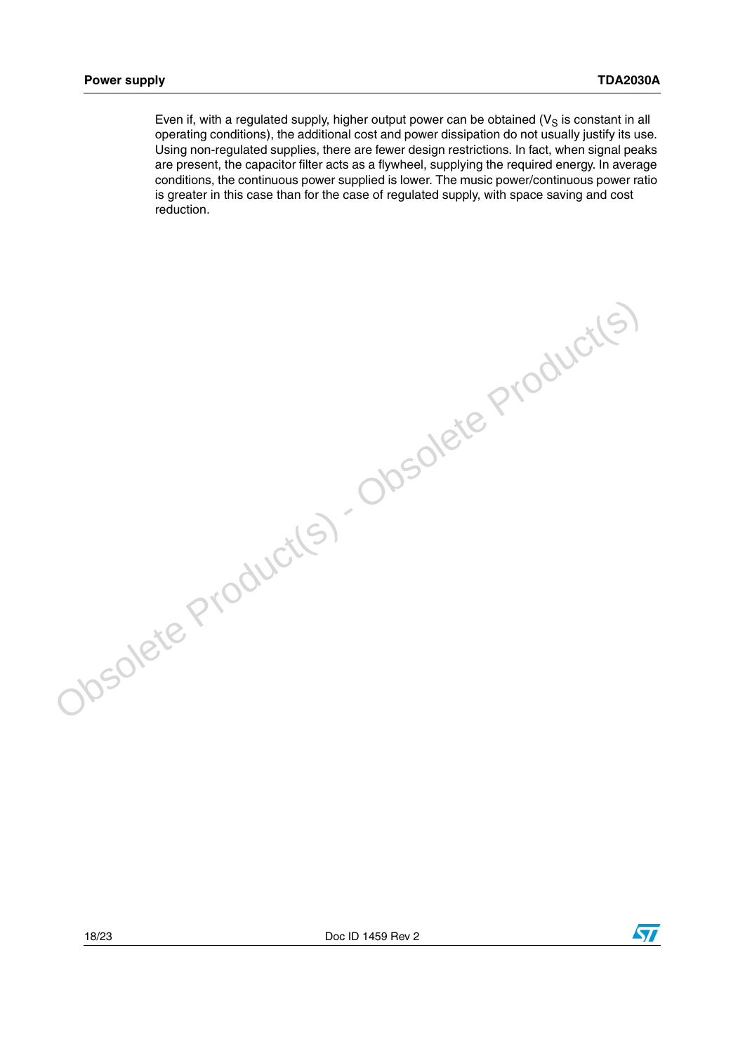Even if, with a regulated supply, higher output power can be obtained ($V_S$ is constant in all operating conditions), the additional cost and power dissipation do not usually justify its use. Using non-regulated supplies, there are fewer design restrictions. In fact, when signal peaks are present, the capacitor filter acts as a flywheel, supplying the required energy. In average conditions, the continuous power supplied is lower. The music power/continuous power ratio is greater in this case than for the case of regulated supply, with space saving and cost reduction.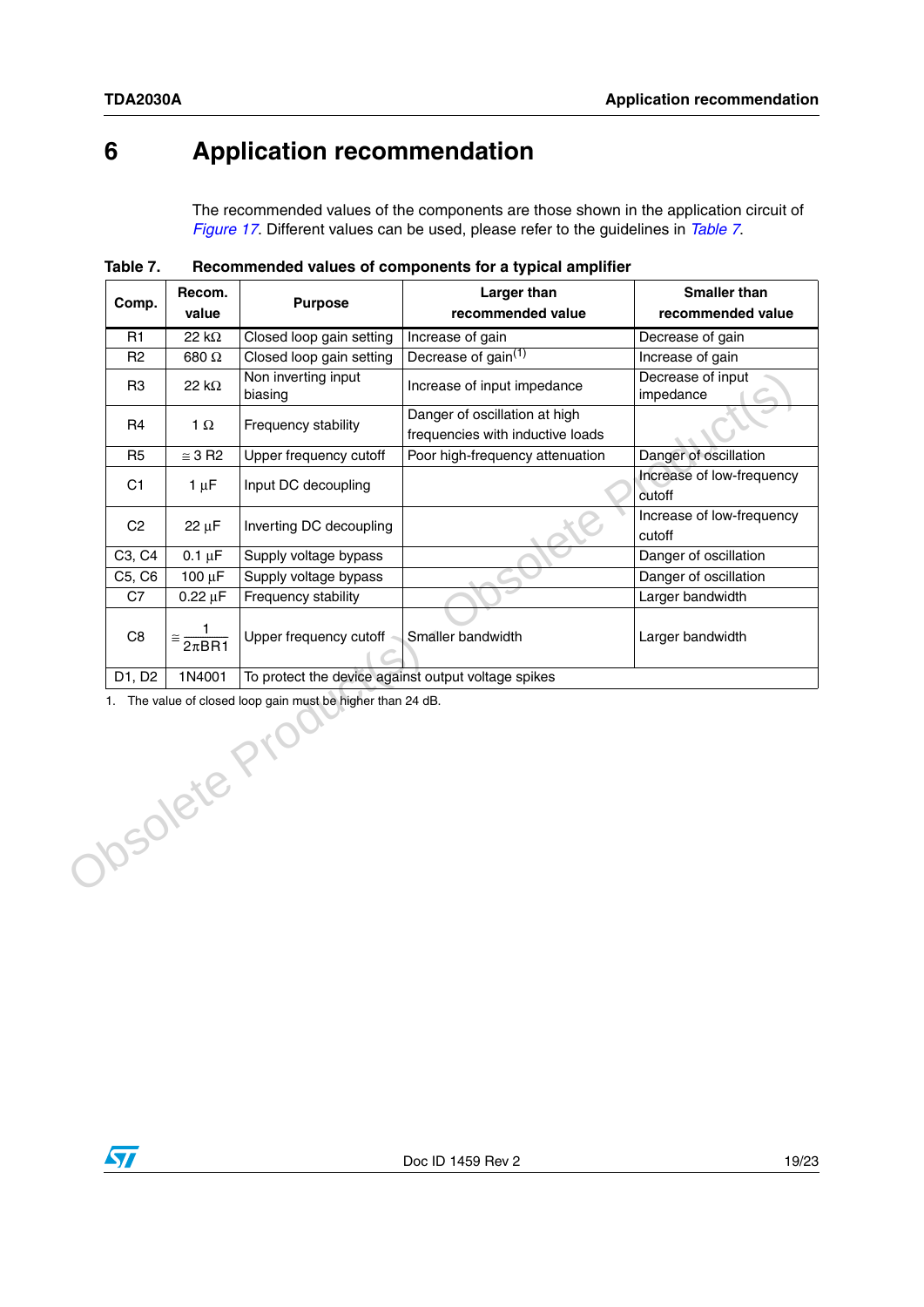# 6 Application recommendation

The recommended values of the components are those shown in the application circuit of *Figure 17*. Different values can be used, please refer to the guidelines in *Table 7*.

**Table 7. Recommended values of components for a typical amplifier**

| Comp. | Recom. value | Purpose | Larger than recommended value | Smaller than recommended value |
|---|---|---|---|---|
| R1 | 22 kΩ | Closed loop gain setting | Increase of gain | Decrease of gain |
| R2 | 680 Ω | Closed loop gain setting | Decrease of gain[(1)] | Increase of gain |
| R3 | 22 kΩ | Non inverting input biasing | Increase of input impedance | Decrease of input impedance |
| R4 | 1 Ω | Frequency stability | Danger of oscillation at high frequencies with inductive loads | |
| R5 | ≅ 3 R2 | Upper frequency cutoff | Poor high-frequency attenuation | Danger of oscillation |
| C1 | 1 µF | Input DC decoupling | | Increase of low-frequency cutoff |
| C2 | 22 µF | Inverting DC decoupling | | Increase of low-frequency cutoff |
| C3, C4 | 0.1 µF | Supply voltage bypass | | Danger of oscillation |
| C5, C6 | 100 µF | Supply voltage bypass | | Danger of oscillation |
| C7 | 0.22 µF | Frequency stability | | Larger bandwidth |
| C8 | $\cong \frac{1}{2\pi BR1}$ | Upper frequency cutoff | Smaller bandwidth | Larger bandwidth |
| D1, D2 | 1N4001 | To protect the device against output voltage spikes | | |

1. The value of closed loop gain must be higher than 24 dB.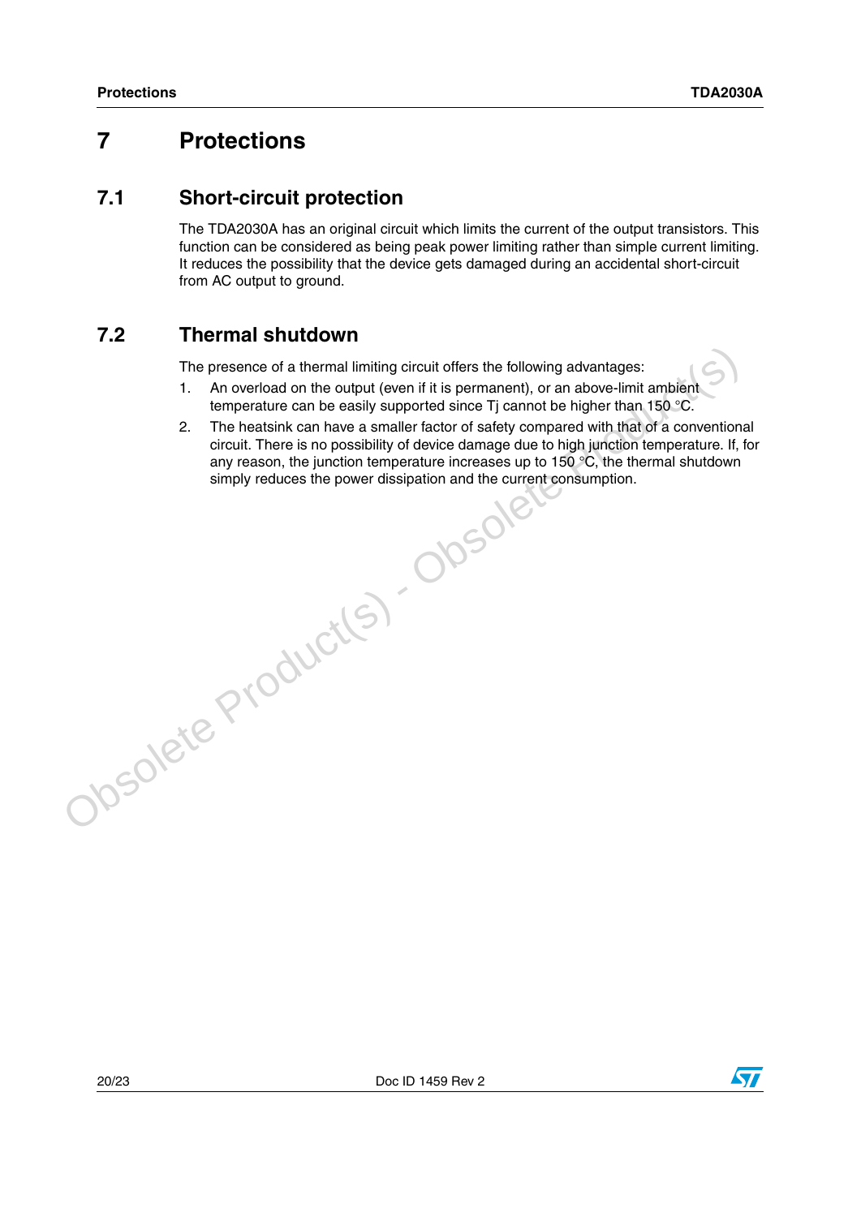# 7 Protections

## 7.1 Short-circuit protection

The TDA2030A has an original circuit which limits the current of the output transistors. This function can be considered as being peak power limiting rather than simple current limiting. It reduces the possibility that the device gets damaged during an accidental short-circuit from AC output to ground.

## 7.2 Thermal shutdown

The presence of a thermal limiting circuit offers the following advantages:

1. An overload on the output (even if it is permanent), or an above-limit ambient temperature can be easily supported since $T_j$ cannot be higher than 150 °C.
2. The heatsink can have a smaller factor of safety compared with that of a conventional circuit. There is no possibility of device damage due to high junction temperature. If, for any reason, the junction temperature increases up to 150 °C, the thermal shutdown simply reduces the power dissipation and the current consumption.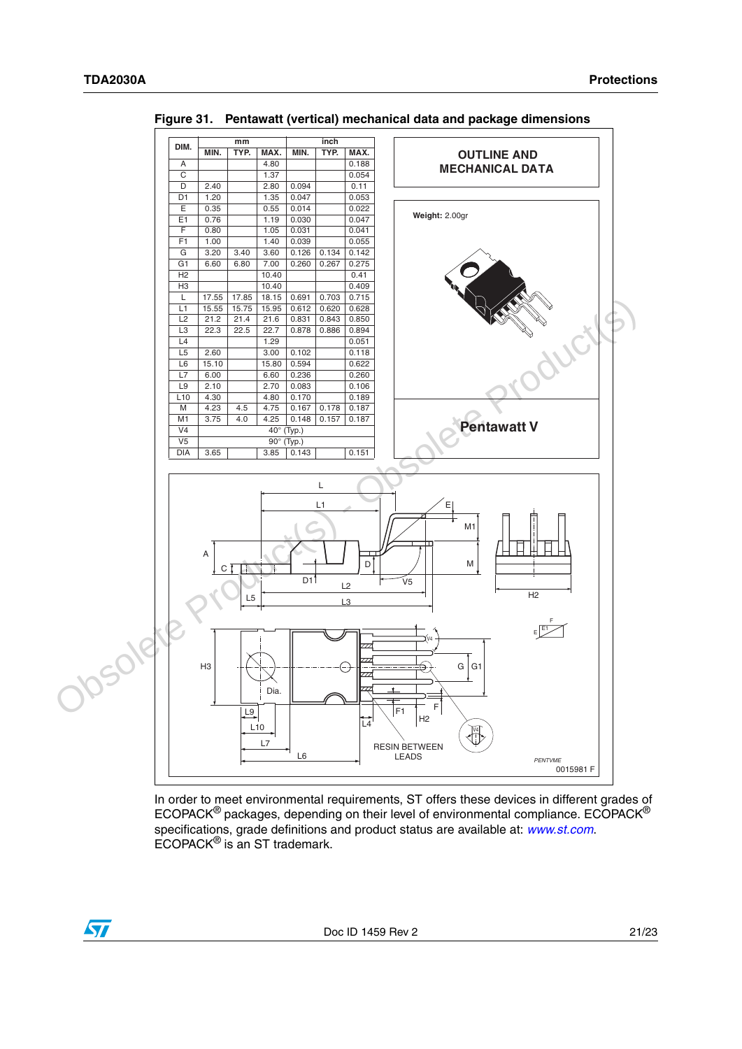**Figure 31. Pentawatt (vertical) mechanical data and package dimensions**

| DIM. | mm | | | inch | | |
|---|---|---|---|---|---|---|
| | MIN. | TYP. | MAX. | MIN. | TYP. | MAX. |
| A | | | 4.80 | | | 0.188 |
| C | | | 1.37 | | | 0.054 |
| D | 2.40 | | 2.80 | 0.094 | | 0.11 |
| D1 | 1.20 | | 1.35 | 0.047 | | 0.053 |
| E | 0.35 | | 0.55 | 0.014 | | 0.022 |
| E1 | 0.76 | | 1.19 | 0.030 | | 0.047 |
| F | 0.80 | | 1.05 | 0.031 | | 0.041 |
| F1 | 1.00 | | 1.40 | 0.039 | | 0.055 |
| G | 3.20 | 3.40 | 3.60 | 0.126 | 0.134 | 0.142 |
| G1 | 6.60 | 6.80 | 7.00 | 0.260 | 0.267 | 0.275 |
| H2 | | | 10.40 | | | 0.41 |
| H3 | | | 10.40 | | | 0.409 |
| L | 17.55 | 17.85 | 18.15 | 0.691 | 0.703 | 0.715 |
| L1 | 15.55 | 15.75 | 15.95 | 0.612 | 0.620 | 0.628 |
| L2 | 21.2 | 21.4 | 21.6 | 0.831 | 0.843 | 0.850 |
| L3 | 22.3 | 22.5 | 22.7 | 0.878 | 0.886 | 0.894 |
| L4 | | | 1.29 | | | 0.051 |
| L5 | 2.60 | | 3.00 | 0.102 | | 0.118 |
| L6 | 15.10 | | 15.80 | 0.594 | | 0.622 |
| L7 | 6.00 | | 6.60 | 0.236 | | 0.260 |
| L9 | 2.10 | | 2.70 | 0.083 | | 0.106 |
| L10 | 4.30 | | 4.80 | 0.170 | | 0.189 |
| M | 4.23 | 4.5 | 4.75 | 0.167 | 0.178 | 0.187 |
| M1 | 3.75 | 4.0 | 4.25 | 0.148 | 0.157 | 0.187 |
| V4 | 40° (Typ.) | | | | | |
| V5 | 90° (Typ.) | | | | | |
| DIA | 3.65 | | 3.85 | 0.143 | | 0.151 |

**OUTLINE AND MECHANICAL DATA**

Weight: 2.00gr

**Pentawatt V**

In order to meet environmental requirements, ST offers these devices in different grades of ECOPACK® packages, depending on their level of environmental compliance. ECOPACK® specifications, grade definitions and product status are available at: *www.st.com*. ECOPACK® is an ST trademark.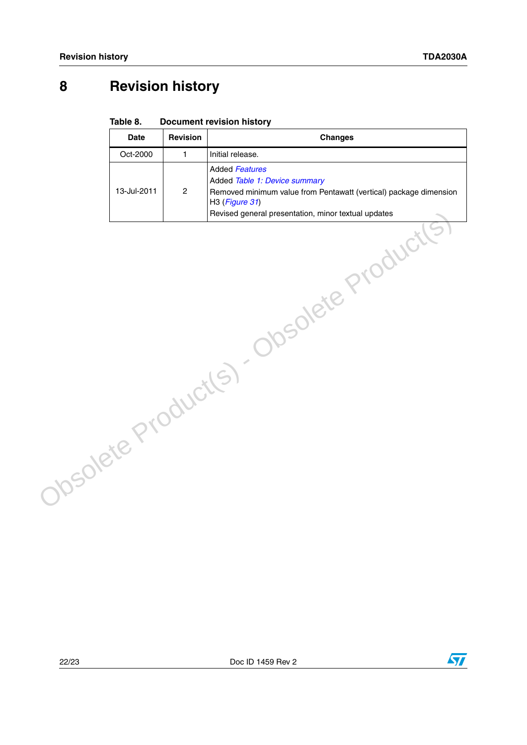# 8 Revision history

Table 8. Document revision history

| Date | Revision | Changes |
|---|---|---|
| Oct-2000 | 1 | Initial release. |
| 13-Jul-2011 | 2 | Added *Features*<br>Added *Table 1: Device summary*<br>Removed minimum value from Pentawatt (vertical) package dimension H3 (*Figure 31*)<br>Revised general presentation, minor textual updates |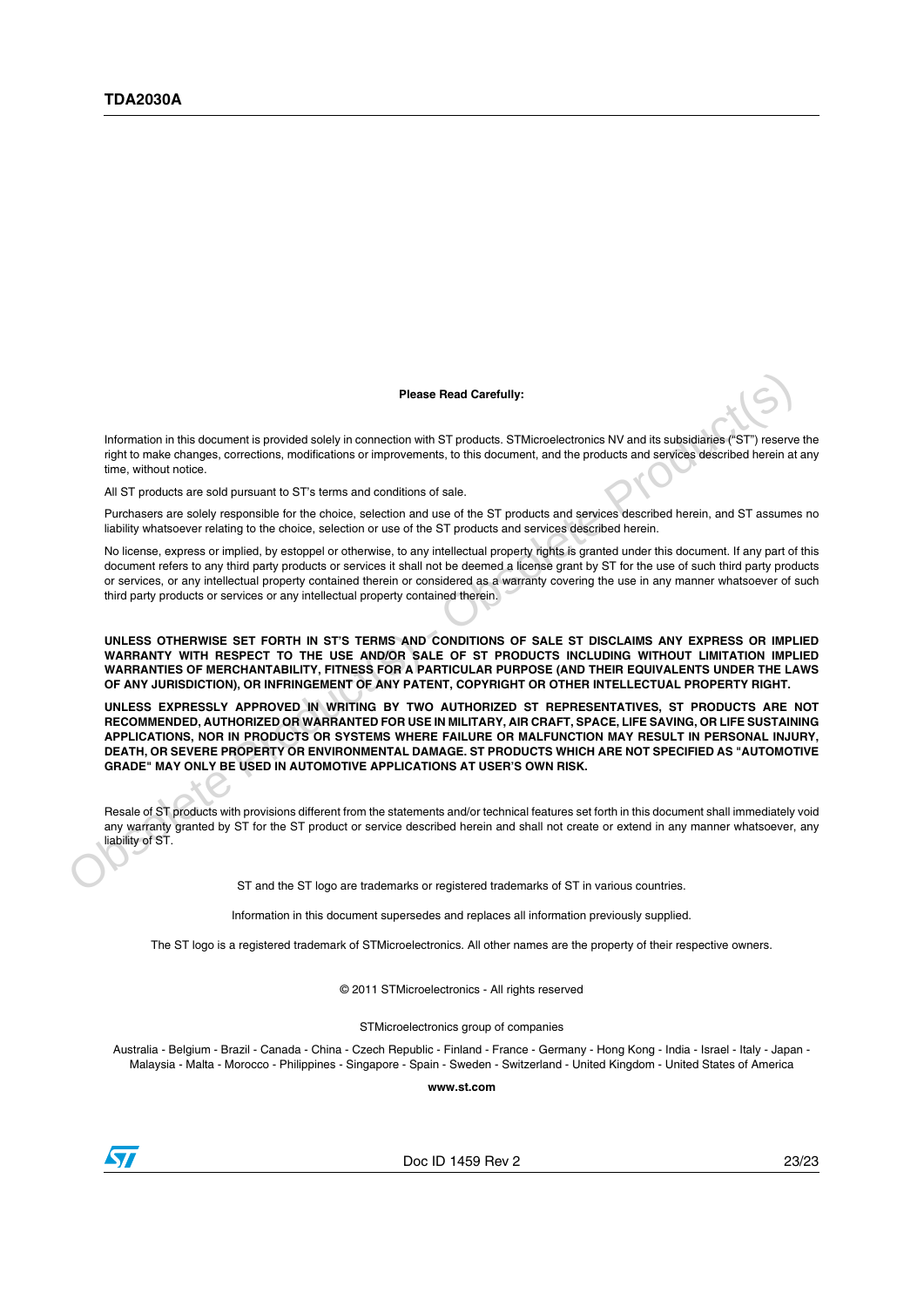**Please Read Carefully:**

Information in this document is provided solely in connection with ST products. STMicroelectronics NV and its subsidiaries (“ST”) reserve the right to make changes, corrections, modifications or improvements, to this document, and the products and services described herein at any time, without notice.

All ST products are sold pursuant to ST’s terms and conditions of sale.

Purchasers are solely responsible for the choice, selection and use of the ST products and services described herein, and ST assumes no liability whatsoever relating to the choice, selection or use of the ST products and services described herein.

No license, express or implied, by estoppel or otherwise, to any intellectual property rights is granted under this document. If any part of this document refers to any third party products or services it shall not be deemed a license grant by ST for the use of such third party products or services, or any intellectual property contained therein or considered as a warranty covering the use in any manner whatsoever of such third party products or services or any intellectual property contained therein.

**UNLESS OTHERWISE SET FORTH IN ST’S TERMS AND CONDITIONS OF SALE ST DISCLAIMS ANY EXPRESS OR IMPLIED WARRANTY WITH RESPECT TO THE USE AND/OR SALE OF ST PRODUCTS INCLUDING WITHOUT LIMITATION IMPLIED WARRANTIES OF MERCHANTABILITY, FITNESS FOR A PARTICULAR PURPOSE (AND THEIR EQUIVALENTS UNDER THE LAWS OF ANY JURISDICTION), OR INFRINGEMENT OF ANY PATENT, COPYRIGHT OR OTHER INTELLECTUAL PROPERTY RIGHT.**

**UNLESS EXPRESSLY APPROVED IN WRITING BY TWO AUTHORIZED ST REPRESENTATIVES, ST PRODUCTS ARE NOT RECOMMENDED, AUTHORIZED OR WARRANTED FOR USE IN MILITARY, AIR CRAFT, SPACE, LIFE SAVING, OR LIFE SUSTAINING APPLICATIONS, NOR IN PRODUCTS OR SYSTEMS WHERE FAILURE OR MALFUNCTION MAY RESULT IN PERSONAL INJURY, DEATH, OR SEVERE PROPERTY OR ENVIRONMENTAL DAMAGE. ST PRODUCTS WHICH ARE NOT SPECIFIED AS "AUTOMOTIVE GRADE" MAY ONLY BE USED IN AUTOMOTIVE APPLICATIONS AT USER’S OWN RISK.**

Resale of ST products with provisions different from the statements and/or technical features set forth in this document shall immediately void any warranty granted by ST for the ST product or service described herein and shall not create or extend in any manner whatsoever, any liability of ST.

ST and the ST logo are trademarks or registered trademarks of ST in various countries.

Information in this document supersedes and replaces all information previously supplied.

The ST logo is a registered trademark of STMicroelectronics. All other names are the property of their respective owners.

© 2011 STMicroelectronics - All rights reserved

STMicroelectronics group of companies

Australia - Belgium - Brazil - Canada - China - Czech Republic - Finland - France - Germany - Hong Kong - India - Israel - Italy - Japan - Malaysia - Malta - Morocco - Philippines - Singapore - Spain - Sweden - Switzerland - United Kingdom - United States of America

**www.st.com**